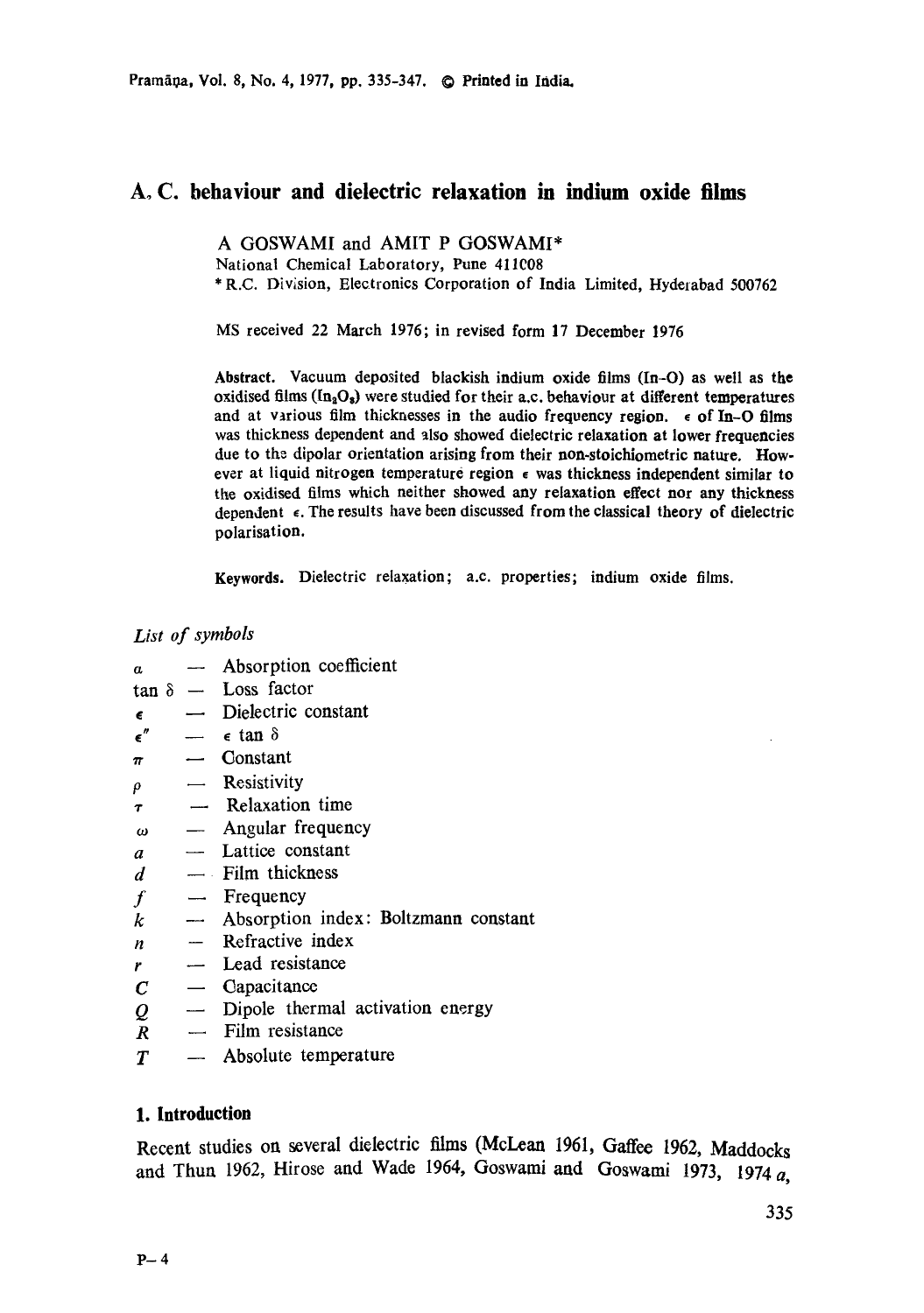# A. C. behaviour and dielectric relaxation in indium oxide films

A GOSWAMI and AMIT P GOSWAMI*

National Chemical Laboratory, Pune 411008

* R.C. Division, Electronics Corporation of India Limited, Hyderabad 500762

MS received 22 March 1976; in revised form 17 December 1976

**Abstract.** Vacuum deposited blackish indium oxide films (In–O) as well as the oxidised films ($In_2O_3$) were studied for their a.c. behaviour at different temperatures and at various film thicknesses in the audio frequency region. $\epsilon$ of In–O films was thickness dependent and also showed dielectric relaxation at lower frequencies due to the dipolar orientation arising from their non-stoichiometric nature. However at liquid nitrogen temperature region $\epsilon$ was thickness independent similar to the oxidised films which neither showed any relaxation effect nor any thickness dependent $\epsilon$. The results have been discussed from the classical theory of dielectric polarisation.

**Keywords.** Dielectric relaxation; a.c. properties; indium oxide films.

*List of symbols*

- $\alpha$ — Absorption coefficient
- $\tan \delta$ — Loss factor
- $\epsilon$ — Dielectric constant
- $\epsilon''$ — $\epsilon \tan \delta$
- $\pi$ — Constant
- $\rho$ — Resistivity
- $\tau$ — Relaxation time
- $\omega$ — Angular frequency
- $a$ — Lattice constant
- $d$ — Film thickness
- $f$ — Frequency
- $k$ — Absorption index: Boltzmann constant
- $n$ — Refractive index
- $r$ — Lead resistance
- $C$ — Capacitance
- $Q$ — Dipole thermal activation energy
- $R$ — Film resistance
- $T$ — Absolute temperature

## 1. Introduction

Recent studies on several dielectric films (McLean 1961, Gaffee 1962, Maddocks and Thun 1962, Hirose and Wade 1964, Goswami and Goswami 1973, 1974 *a*,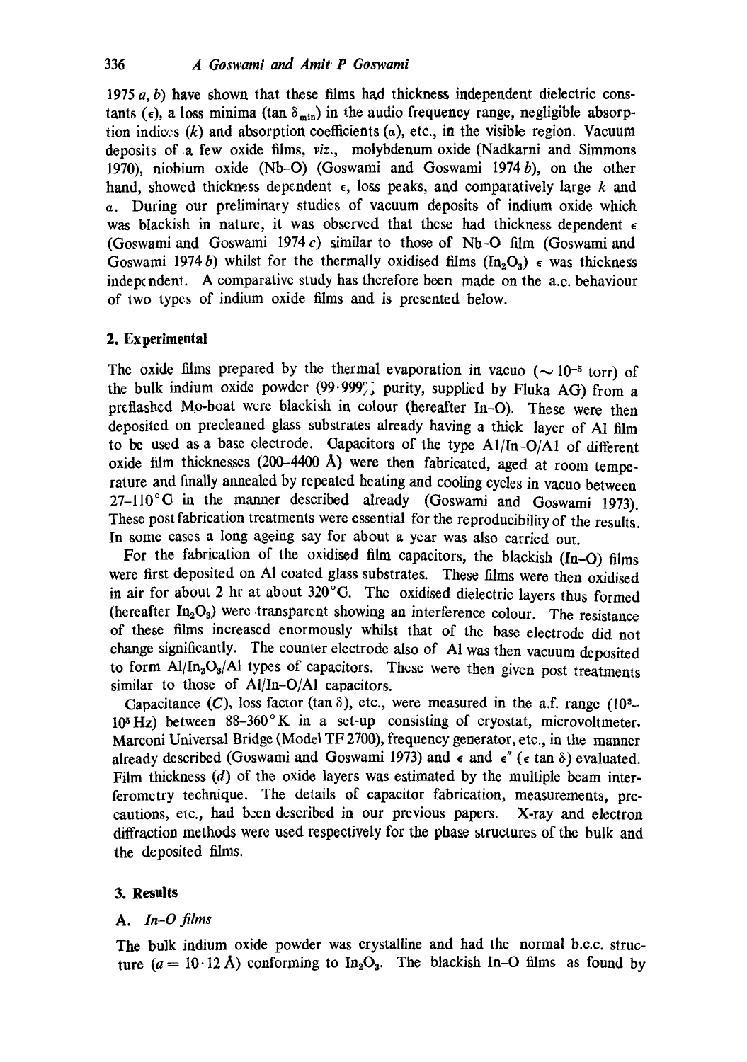1975 *a*, *b*) have shown that these films had thickness independent dielectric constants ($\epsilon$), a loss minima ($\tan \delta_{min}$) in the audio frequency range, negligible absorption indices ($k$) and absorption coefficients ($\alpha$), etc., in the visible region. Vacuum deposits of a few oxide films, *viz.*, molybdenum oxide (Nadkarni and Simmons 1970), niobium oxide (Nb–O) (Goswami and Goswami 1974 *b*), on the other hand, showed thickness dependent $\epsilon$, loss peaks, and comparatively large $k$ and $\alpha$. During our preliminary studies of vacuum deposits of indium oxide which was blackish in nature, it was observed that these had thickness dependent $\epsilon$ (Goswami and Goswami 1974 *c*) similar to those of Nb–O film (Goswami and Goswami 1974 *b*) whilst for the thermally oxidised films ($In_2O_3$) $\epsilon$ was thickness independent. A comparative study has therefore been made on the a.c. behaviour of two types of indium oxide films and is presented below.

## 2. Experimental

The oxide films prepared by the thermal evaporation in vacuo ($\sim 10^{-5}$ torr) of the bulk indium oxide powder (99·999% purity, supplied by Fluka AG) from a preflashed Mo-boat were blackish in colour (hereafter In–O). These were then deposited on precleaned glass substrates already having a thick layer of Al film to be used as a base electrode. Capacitors of the type Al/In–O/Al of different oxide film thicknesses (200–4400 Å) were then fabricated, aged at room temperature and finally annealed by repeated heating and cooling cycles in vacuo between 27–110°C in the manner described already (Goswami and Goswami 1973). These post fabrication treatments were essential for the reproducibility of the results. In some cases a long ageing say for about a year was also carried out.

For the fabrication of the oxidised film capacitors, the blackish (In–O) films were first deposited on Al coated glass substrates. These films were then oxidised in air for about 2 hr at about 320°C. The oxidised dielectric layers thus formed (hereafter $In_2O_3$) were transparent showing an interference colour. The resistance of these films increased enormously whilst that of the base electrode did not change significantly. The counter electrode also of Al was then vacuum deposited to form Al/$In_2O_3$/Al types of capacitors. These were then given post treatments similar to those of Al/In–O/Al capacitors.

Capacitance ($C$), loss factor ($\tan \delta$), etc., were measured in the a.f. range ($10^2$–$10^5$ Hz) between 88–360°K in a set-up consisting of cryostat, microvoltmeter, Marconi Universal Bridge (Model TF 2700), frequency generator, etc., in the manner already described (Goswami and Goswami 1973) and $\epsilon$ and $\epsilon''$ ($\epsilon \tan \delta$) evaluated. Film thickness ($d$) of the oxide layers was estimated by the multiple beam interferometry technique. The details of capacitor fabrication, measurements, precautions, etc., had been described in our previous papers. X-ray and electron diffraction methods were used respectively for the phase structures of the bulk and the deposited films.

## 3. Results

### A. *In–O films*

The bulk indium oxide powder was crystalline and had the normal b.c.c. structure ($a = 10 \cdot 12$ Å) conforming to $In_2O_3$. The blackish In–O films as found by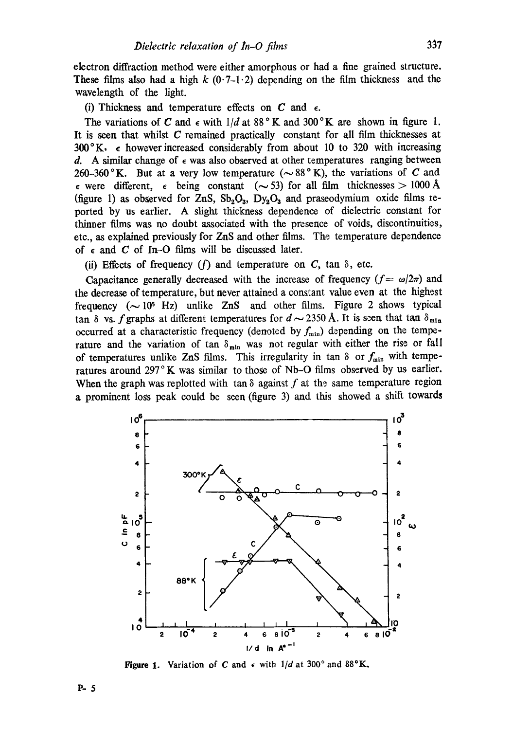electron diffraction method were either amorphous or had a fine grained structure. These films also had a high $k$ (0·7–1·2) depending on the film thickness and the wavelength of the light.

(i) Thickness and temperature effects on $C$ and $\epsilon$.

The variations of $C$ and $\epsilon$ with $1/d$ at 88 °K and 300 °K are shown in figure 1. It is seen that whilst $C$ remained practically constant for all film thicknesses at 300 °K, $\epsilon$ however increased considerably from about 10 to 320 with increasing $d$. A similar change of $\epsilon$ was also observed at other temperatures ranging between 260–360 °K. But at a very low temperature ($\sim$ 88 °K), the variations of $C$ and $\epsilon$ were different, $\epsilon$ being constant ($\sim$ 53) for all film thicknesses > 1000 Å (figure 1) as observed for ZnS, $Sb_2O_3$, $Dy_2O_3$ and praseodymium oxide films reported by us earlier. A slight thickness dependence of dielectric constant for thinner films was no doubt associated with the presence of voids, discontinuities, etc., as explained previously for ZnS and other films. The temperature dependence of $\epsilon$ and $C$ of In–O films will be discussed later.

(ii) Effects of frequency ($f$) and temperature on $C$, tan $\delta$, etc.

Capacitance generally decreased with the increase of frequency ($f = \omega/2\pi$) and the decrease of temperature, but never attained a constant value even at the highest frequency ($\sim 10^5$ Hz) unlike ZnS and other films. Figure 2 shows typical tan $\delta$ vs. $f$ graphs at different temperatures for $d \sim 2350$ Å. It is seen that tan $\delta_{min}$ occurred at a characteristic frequency (denoted by $f_{min}$) depending on the temperature and the variation of tan $\delta_{min}$ was not regular with either the rise or fall of temperatures unlike ZnS films. This irregularity in tan $\delta$ or $f_{min}$ with temperatures around 297 °K was similar to those of Nb–O films observed by us earlier. When the graph was replotted with tan $\delta$ against $f$ at the same temperature region a prominent loss peak could be seen (figure 3) and this showed a shift towards

**Figure 1.** Variation of $C$ and $\epsilon$ with $1/d$ at 300° and 88°K.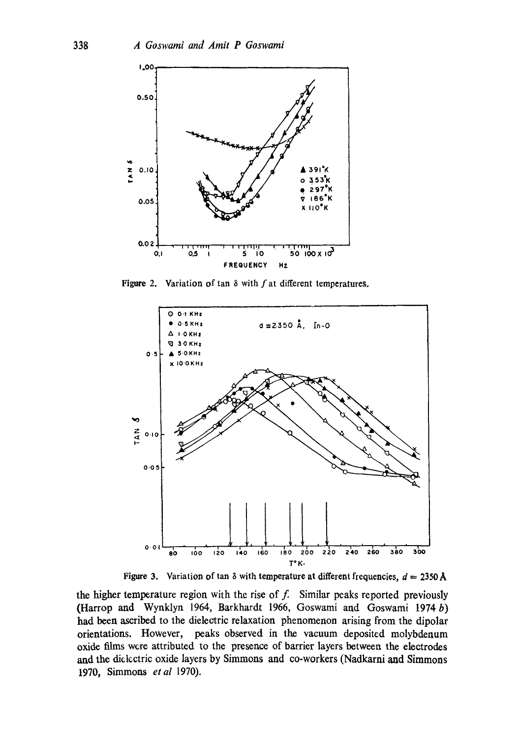Figure 2. Variation of tan $\delta$ with $f$ at different temperatures.

Figure 3. Variation of tan $\delta$ with temperature at different frequencies, $d = 2350$ Å

the higher temperature region with the rise of $f$. Similar peaks reported previously (Harrop and Wynklyn 1964, Barkhardt 1966, Goswami and Goswami 1974 *b*) had been ascribed to the dielectric relaxation phenomenon arising from the dipolar orientations. However, peaks observed in the vacuum deposited molybdenum oxide films were attributed to the presence of barrier layers between the electrodes and the dielectric oxide layers by Simmons and co-workers (Nadkarni and Simmons 1970, Simmons *et al* 1970).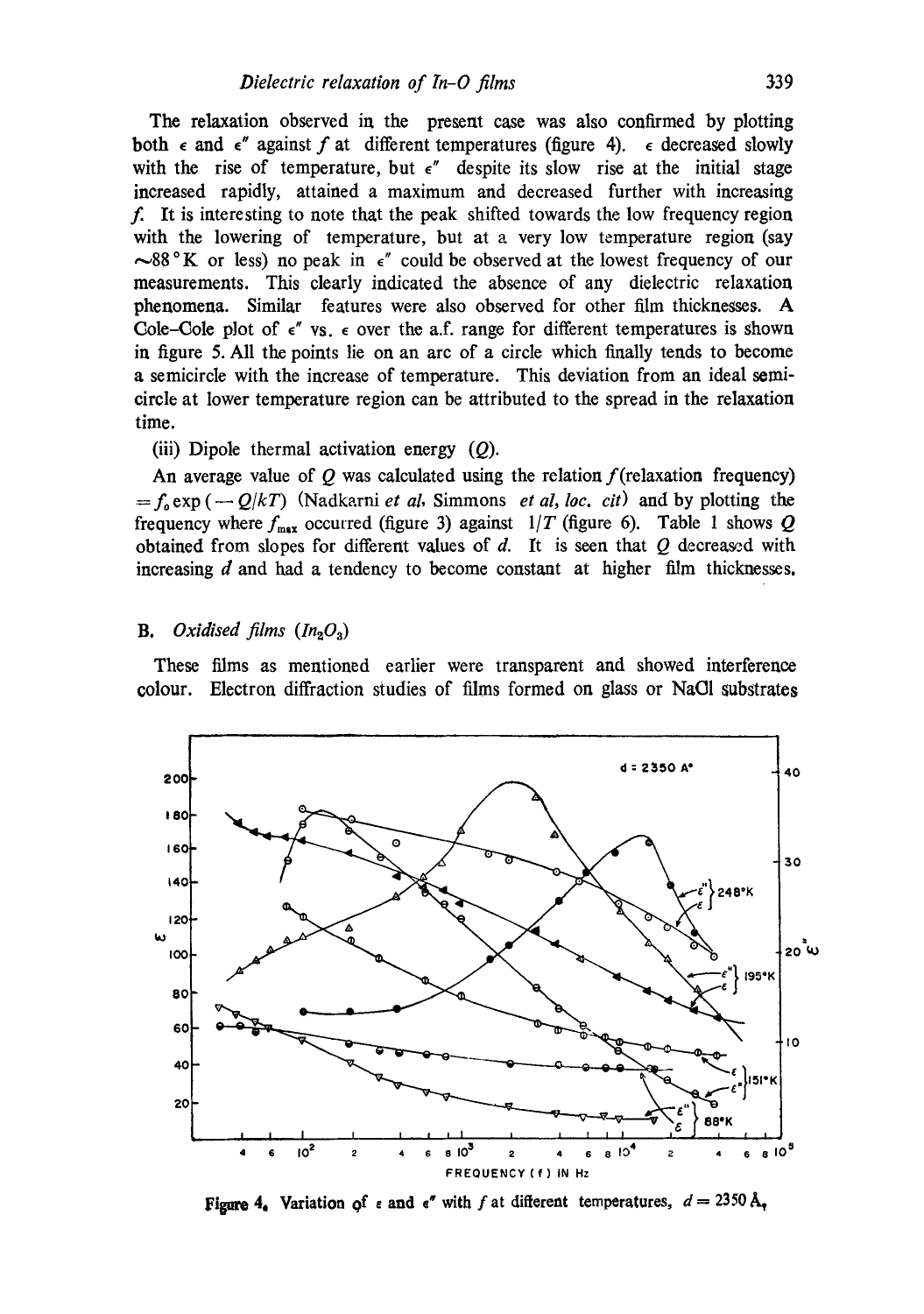The relaxation observed in the present case was also confirmed by plotting both $\epsilon$ and $\epsilon''$ against $f$ at different temperatures (figure 4). $\epsilon$ decreased slowly with the rise of temperature, but $\epsilon''$ despite its slow rise at the initial stage increased rapidly, attained a maximum and decreased further with increasing $f$. It is interesting to note that the peak shifted towards the low frequency region with the lowering of temperature, but at a very low temperature region (say $\sim$88 °K or less) no peak in $\epsilon''$ could be observed at the lowest frequency of our measurements. This clearly indicated the absence of any dielectric relaxation phenomena. Similar features were also observed for other film thicknesses. A Cole–Cole plot of $\epsilon''$ vs. $\epsilon$ over the a.f. range for different temperatures is shown in figure 5. All the points lie on an arc of a circle which finally tends to become a semicircle with the increase of temperature. This deviation from an ideal semicircle at lower temperature region can be attributed to the spread in the relaxation time.

(iii) Dipole thermal activation energy ($Q$).

An average value of $Q$ was calculated using the relation $f$(relaxation frequency) $= f_0 \exp(-Q/kT)$ (Nadkarni *et al*, Simmons *et al*, *loc. cit*) and by plotting the frequency where $f_{max}$ occurred (figure 3) against $1/T$ (figure 6). Table 1 shows $Q$ obtained from slopes for different values of $d$. It is seen that $Q$ decreased with increasing $d$ and had a tendency to become constant at higher film thicknesses.

## B. *Oxidised films* ($In_2O_3$)

These films as mentioned earlier were transparent and showed interference colour. Electron diffraction studies of films formed on glass or NaCl substrates

Figure 4. Variation of $\epsilon$ and $\epsilon''$ with $f$ at different temperatures, $d = 2350$ Å.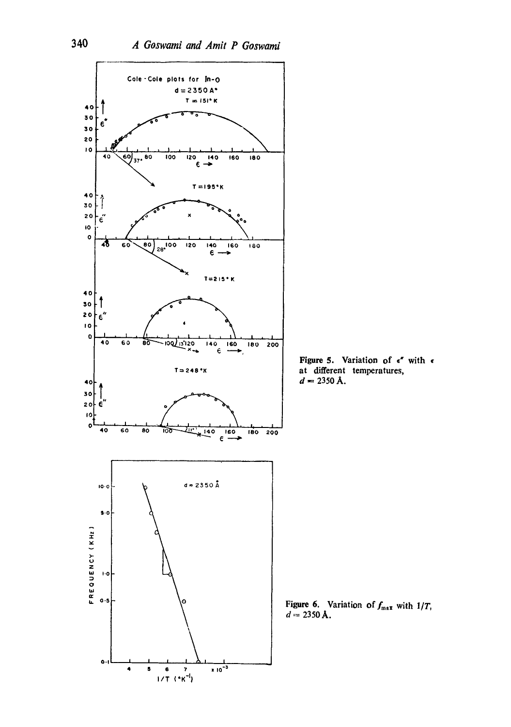Figure 5. Variation of $\epsilon''$ with $\epsilon$ at different temperatures, $d = 2350$ Å.

Figure 6. Variation of $f_{max}$ with $1/T$, $d = 2350$ Å.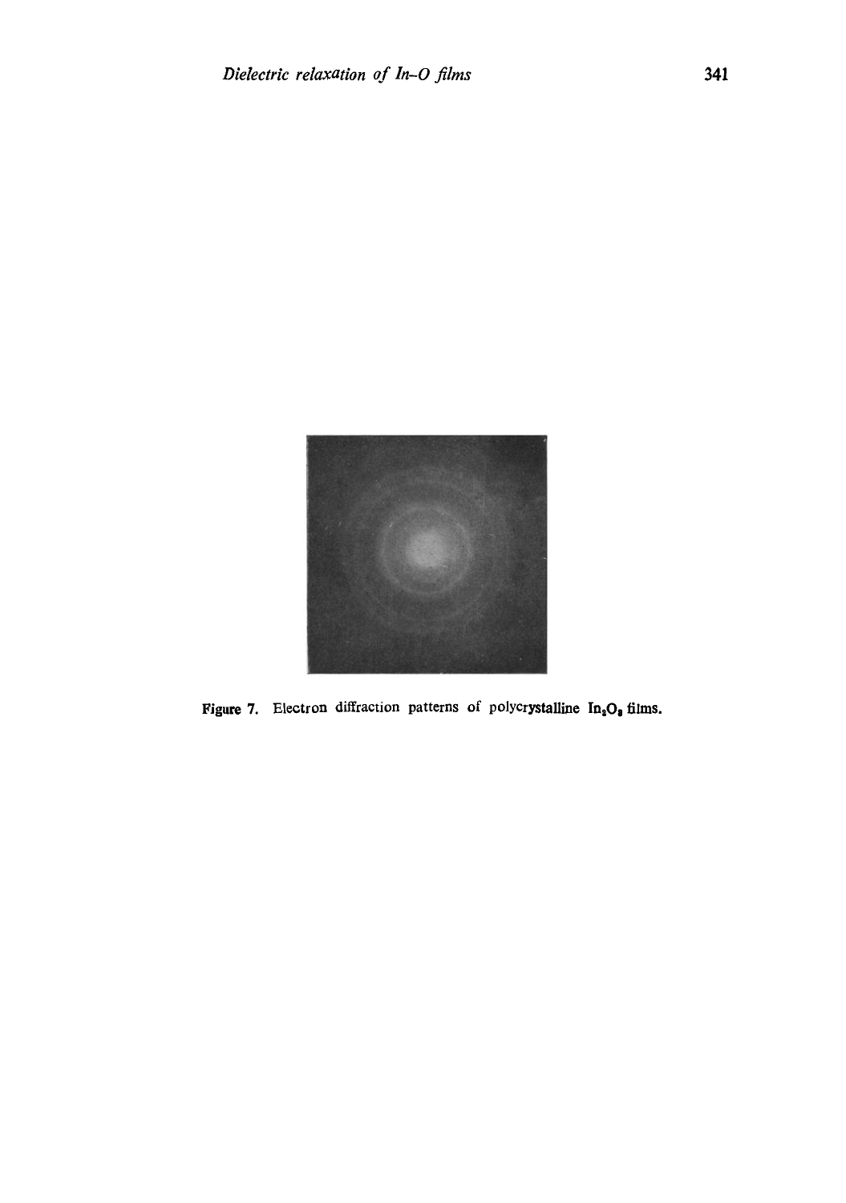**Figure 7.** Electron diffraction patterns of polycrystalline $In_2O_3$ films.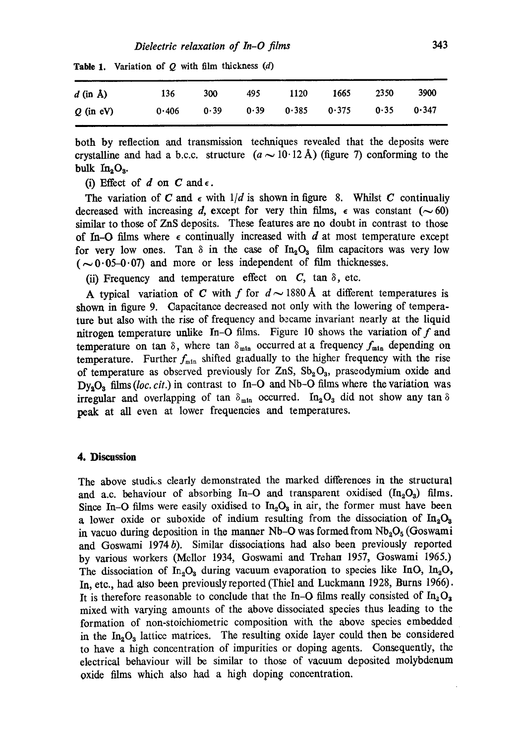Table 1. Variation of $Q$ with film thickness ($d$)

| $d$ (in Å) | 136 | 300 | 495 | 1120 | 1665 | 2350 | 3900 |
|---|---|---|---|---|---|---|---|
| $Q$ (in eV) | 0·406 | 0·39 | 0·39 | 0·385 | 0·375 | 0·35 | 0·347 |

both by reflection and transmission techniques revealed that the deposits were crystalline and had a b.c.c. structure ($a \sim 10{\cdot}12$ Å) (figure 7) conforming to the bulk $In_2O_3$.

(i) Effect of $d$ on $C$ and $\epsilon$.

The variation of $C$ and $\epsilon$ with $1/d$ is shown in figure 8. Whilst $C$ continually decreased with increasing $d$, except for very thin films, $\epsilon$ was constant ($\sim 60$) similar to those of ZnS deposits. These features are no doubt in contrast to those of In–O films where $\epsilon$ continually increased with $d$ at most temperature except for very low ones. Tan $\delta$ in the case of $In_2O_3$ film capacitors was very low ($\sim 0{\cdot}05$–$0{\cdot}07$) and more or less independent of film thicknesses.

(ii) Frequency and temperature effect on $C$, tan $\delta$, etc.

A typical variation of $C$ with $f$ for $d \sim 1880$ Å at different temperatures is shown in figure 9. Capacitance decreased not only with the lowering of temperature but also with the rise of frequency and became invariant nearly at the liquid nitrogen temperature unlike In–O films. Figure 10 shows the variation of $f$ and temperature on tan $\delta$, where tan $\delta_{min}$ occurred at a frequency $f_{min}$ depending on temperature. Further $f_{min}$ shifted gradually to the higher frequency with the rise of temperature as observed previously for ZnS, $Sb_2O_3$, praseodymium oxide and $Dy_2O_3$ films (*loc. cit.*) in contrast to In–O and Nb–O films where the variation was irregular and overlapping of tan $\delta_{min}$ occurred. $In_2O_3$ did not show any tan $\delta$ peak at all even at lower frequencies and temperatures.

## 4. Discussion

The above studies clearly demonstrated the marked differences in the structural and a.c. behaviour of absorbing In–O and transparent oxidised ($In_2O_3$) films. Since In–O films were easily oxidised to $In_2O_3$ in air, the former must have been a lower oxide or suboxide of indium resulting from the dissociation of $In_2O_3$ in vacuo during deposition in the manner Nb–O was formed from $Nb_2O_5$ (Goswami and Goswami 1974 *b*). Similar dissociations had also been previously reported by various workers (Mellor 1934, Goswami and Trehan 1957, Goswami 1965.) The dissociation of $In_2O_3$ during vacuum evaporation to species like InO, $In_2O$, In, etc., had also been previously reported (Thiel and Luckmann 1928, Burns 1966). It is therefore reasonable to conclude that the In–O films really consisted of $In_2O_3$ mixed with varying amounts of the above dissociated species thus leading to the formation of non-stoichiometric composition with the above species embedded in the $In_2O_3$ lattice matrices. The resulting oxide layer could then be considered to have a high concentration of impurities or doping agents. Consequently, the electrical behaviour will be similar to those of vacuum deposited molybdenum oxide films which also had a high doping concentration.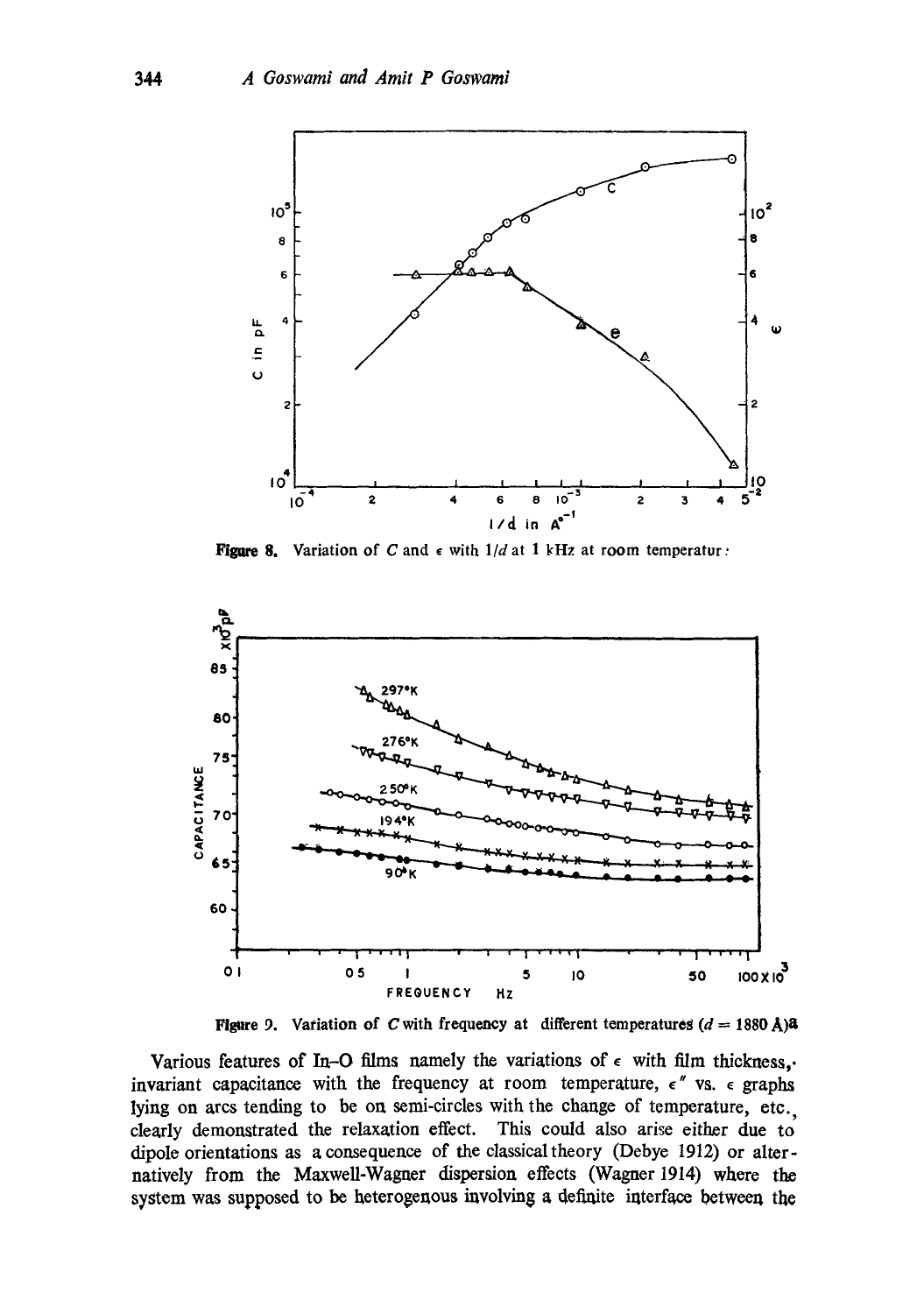**Figure 8.** Variation of $C$ and $\epsilon$ with $1/d$ at 1 kHz at room temperatur:

**Figure 9.** Variation of $C$ with frequency at different temperatures ($d = 1880$ Å)

Various features of In–O films namely the variations of $\epsilon$ with film thickness, invariant capacitance with the frequency at room temperature, $\epsilon''$ vs. $\epsilon$ graphs lying on arcs tending to be on semi-circles with the change of temperature, etc., clearly demonstrated the relaxation effect. This could also arise either due to dipole orientations as a consequence of the classical theory (Debye 1912) or alternatively from the Maxwell-Wagner dispersion effects (Wagner 1914) where the system was supposed to be heterogenous involving a definite interface between the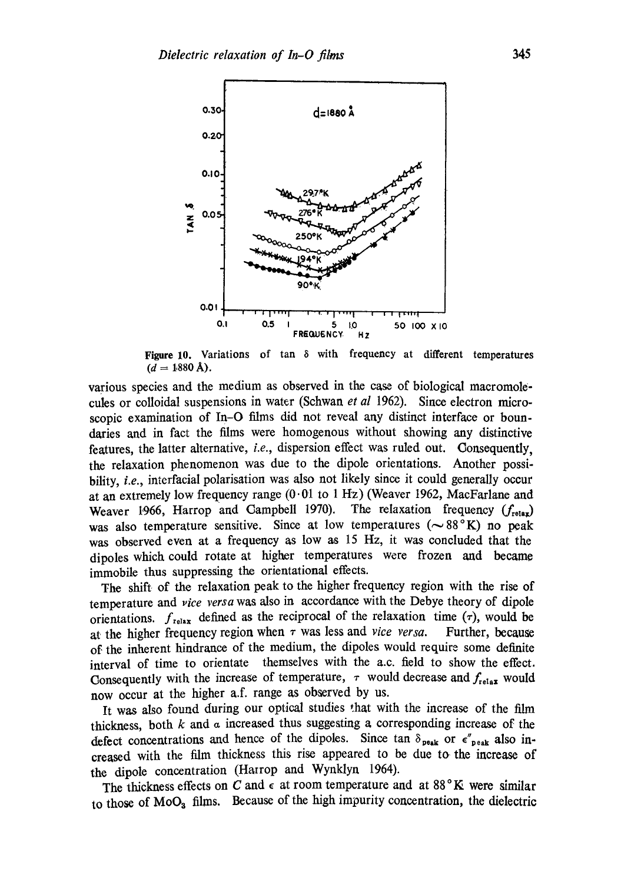Figure 10. Variations of tan $\delta$ with frequency at different temperatures ($d = 1880$ Å).

various species and the medium as observed in the case of biological macromolecules or colloidal suspensions in water (Schwan *et al* 1962). Since electron microscopic examination of In–O films did not reveal any distinct interface or boundaries and in fact the films were homogenous without showing any distinctive features, the latter alternative, *i.e.*, dispersion effect was ruled out. Consequently, the relaxation phenomenon was due to the dipole orientations. Another possibility, *i.e.*, interfacial polarisation was also not likely since it could generally occur at an extremely low frequency range (0·01 to 1 Hz) (Weaver 1962, MacFarlane and Weaver 1966, Harrop and Campbell 1970). The relaxation frequency ($f_{relax}$) was also temperature sensitive. Since at low temperatures (~88°K) no peak was observed even at a frequency as low as 15 Hz, it was concluded that the dipoles which could rotate at higher temperatures were frozen and became immobile thus suppressing the orientational effects.

The shift of the relaxation peak to the higher frequency region with the rise of temperature and *vice versa* was also in accordance with the Debye theory of dipole orientations. $f_{relax}$ defined as the reciprocal of the relaxation time ($\tau$), would be at the higher frequency region when $\tau$ was less and *vice versa*. Further, because of the inherent hindrance of the medium, the dipoles would require some definite interval of time to orientate themselves with the a.c. field to show the effect. Consequently with the increase of temperature, $\tau$ would decrease and $f_{relax}$ would now occur at the higher a.f. range as observed by us.

It was also found during our optical studies that with the increase of the film thickness, both $k$ and $\alpha$ increased thus suggesting a corresponding increase of the defect concentrations and hence of the dipoles. Since tan $\delta_{peak}$ or $\epsilon''_{peak}$ also increased with the film thickness this rise appeared to be due to the increase of the dipole concentration (Harrop and Wynklyn 1964).

The thickness effects on $C$ and $\epsilon$ at room temperature and at 88°K were similar to those of $MoO_3$ films. Because of the high impurity concentration, the dielectric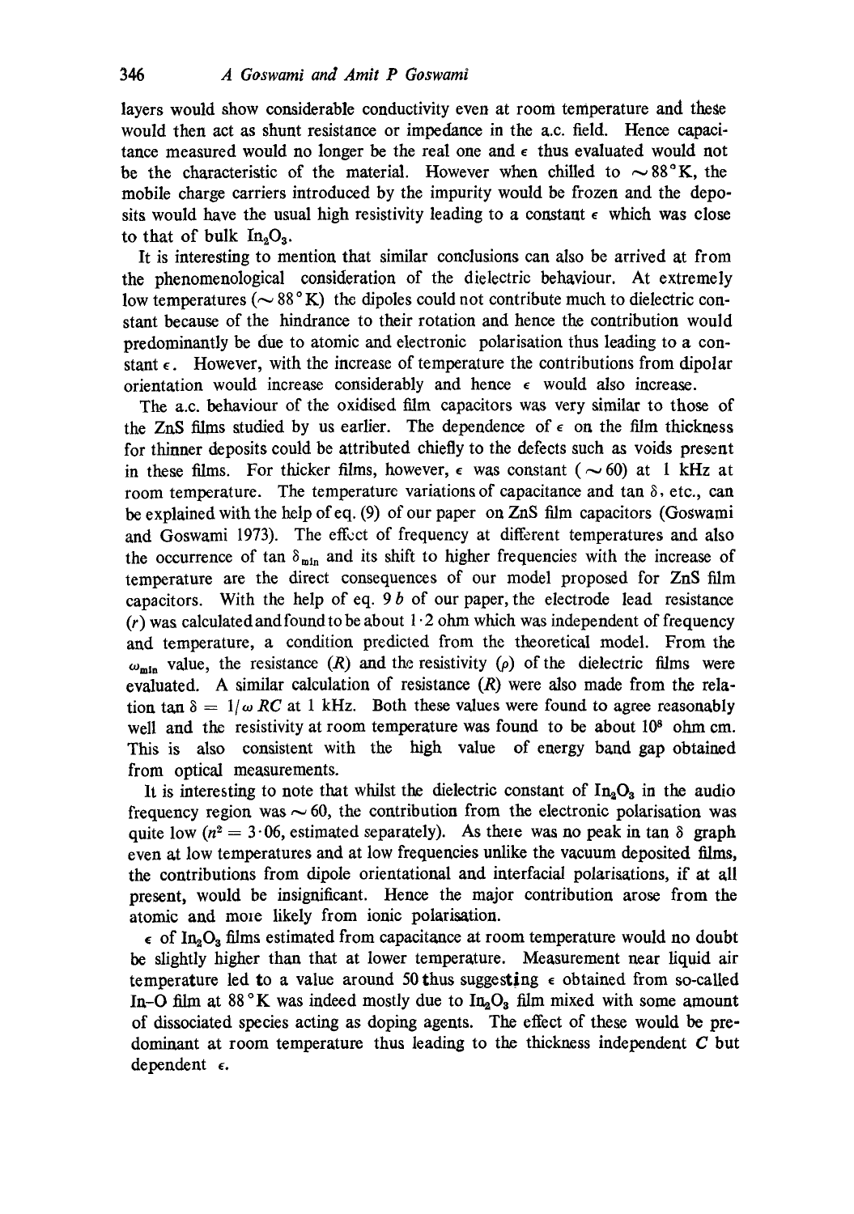layers would show considerable conductivity even at room temperature and these would then act as shunt resistance or impedance in the a.c. field. Hence capacitance measured would no longer be the real one and $\epsilon$ thus evaluated would not be the characteristic of the material. However when chilled to $\sim 88°K$, the mobile charge carriers introduced by the impurity would be frozen and the deposits would have the usual high resistivity leading to a constant $\epsilon$ which was close to that of bulk $In_2O_3$.

It is interesting to mention that similar conclusions can also be arrived at from the phenomenological consideration of the dielectric behaviour. At extremely low temperatures ($\sim 88°K$) the dipoles could not contribute much to dielectric constant because of the hindrance to their rotation and hence the contribution would predominantly be due to atomic and electronic polarisation thus leading to a constant $\epsilon$. However, with the increase of temperature the contributions from dipolar orientation would increase considerably and hence $\epsilon$ would also increase.

The a.c. behaviour of the oxidised film capacitors was very similar to those of the ZnS films studied by us earlier. The dependence of $\epsilon$ on the film thickness for thinner deposits could be attributed chiefly to the defects such as voids present in these films. For thicker films, however, $\epsilon$ was constant ($\sim 60$) at 1 kHz at room temperature. The temperature variations of capacitance and $\tan\delta$, etc., can be explained with the help of eq. (9) of our paper on ZnS film capacitors (Goswami and Goswami 1973). The effect of frequency at different temperatures and also the occurrence of $\tan\delta_{min}$ and its shift to higher frequencies with the increase of temperature are the direct consequences of our model proposed for ZnS film capacitors. With the help of eq. 9 *b* of our paper, the electrode lead resistance ($r$) was calculated and found to be about 1·2 ohm which was independent of frequency and temperature, a condition predicted from the theoretical model. From the $\omega_{min}$ value, the resistance ($R$) and the resistivity ($\rho$) of the dielectric films were evaluated. A similar calculation of resistance ($R$) were also made from the relation $\tan\delta = 1/\omega RC$ at 1 kHz. Both these values were found to agree reasonably well and the resistivity at room temperature was found to be about $10^8$ ohm cm. This is also consistent with the high value of energy band gap obtained from optical measurements.

It is interesting to note that whilst the dielectric constant of $In_2O_3$ in the audio frequency region was $\sim 60$, the contribution from the electronic polarisation was quite low ($n^2 = 3 \cdot 06$, estimated separately). As there was no peak in $\tan\delta$ graph even at low temperatures and at low frequencies unlike the vacuum deposited films, the contributions from dipole orientational and interfacial polarisations, if at all present, would be insignificant. Hence the major contribution arose from the atomic and more likely from ionic polarisation.

$\epsilon$ of $In_2O_3$ films estimated from capacitance at room temperature would no doubt be slightly higher than that at lower temperature. Measurement near liquid air temperature led to a value around 50 thus suggesting $\epsilon$ obtained from so-called In–O film at 88°K was indeed mostly due to $In_2O_3$ film mixed with some amount of dissociated species acting as doping agents. The effect of these would be predominant at room temperature thus leading to the thickness independent $C$ but dependent $\epsilon$.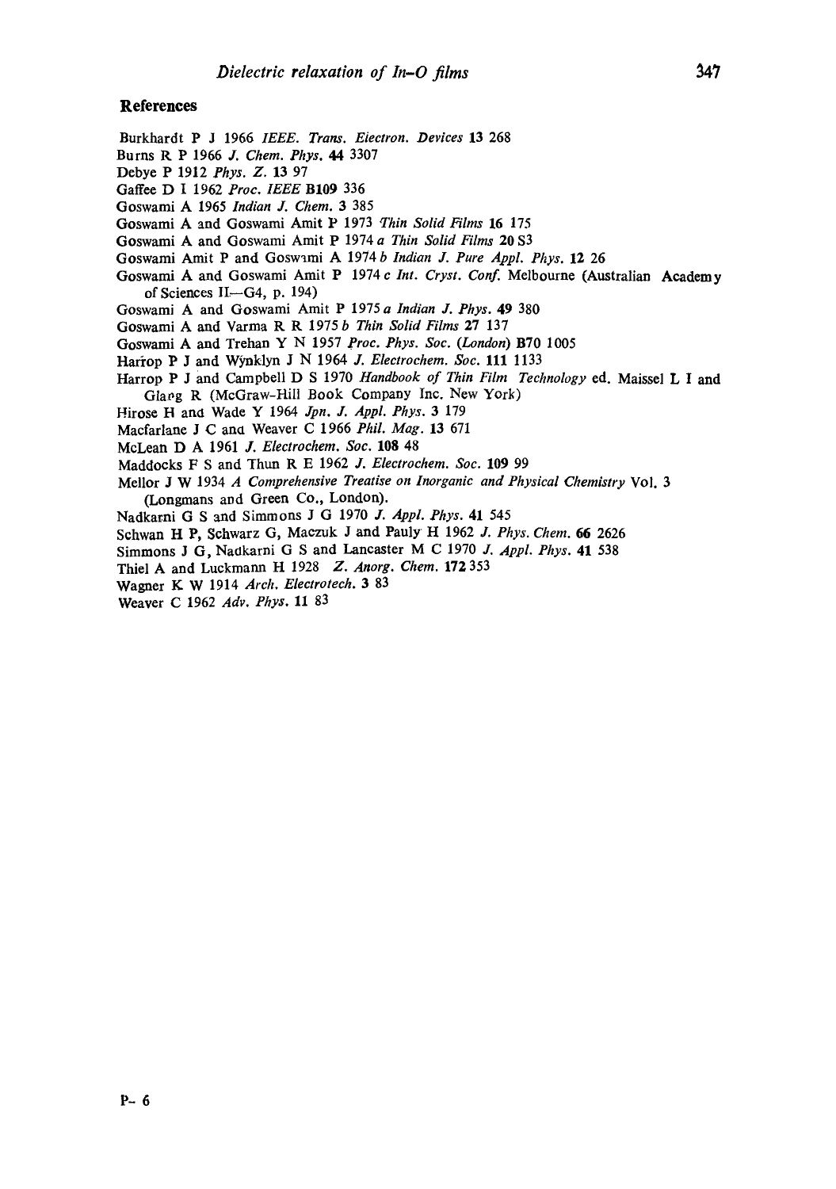## References

Burkhardt P J 1966 *IEEE. Trans. Eiectron. Devices* **13** 268

Burns R P 1966 *J. Chem. Phys.* **44** 3307

Debye P 1912 *Phys. Z.* **13** 97

Gaffee D I 1962 *Proc. IEEE* **B109** 336

Goswami A 1965 *Indian J. Chem.* **3** 385

Goswami A and Goswami Amit P 1973 *Thin Solid Films* **16** 175

Goswami A and Goswami Amit P 1974 *a Thin Solid Films* **20** S3

Goswami Amit P and Goswami A 1974 *b Indian J. Pure Appl. Phys.* **12** 26

Goswami A and Goswami Amit P 1974 *c Int. Cryst. Conf.* Melbourne (Australian Academy of Sciences II—G4, p. 194)

Goswami A and Goswami Amit P 1975 *a Indian J. Phys.* **49** 380

Goswami A and Varma R R 1975 *b Thin Solid Films* **27** 137

Goswami A and Trehan Y N 1957 *Proc. Phys. Soc. (London)* **B70** 1005

Harrop P J and Wÿnklyn J N 1964 *J. Electrochem. Soc.* **111** 1133

Harrop P J and Campbell D S 1970 *Handbook of Thin Film Technology* ed. Maissel L I and Glang R (McGraw-Hill Book Company Inc. New York)

Hirose H and Wade Y 1964 *Jpn. J. Appl. Phys.* **3** 179

Macfarlane J C and Weaver C 1966 *Phil. Mag.* **13** 671

McLean D A 1961 *J. Electrochem. Soc.* **108** 48

Maddocks F S and Thun R E 1962 *J. Electrochem. Soc.* **109** 99

Mellor J W 1934 *A Comprehensive Treatise on Inorganic and Physical Chemistry* Vol. 3 (Longmans and Green Co., London).

Nadkarni G S and Simmons J G 1970 *J. Appl. Phys.* **41** 545

Schwan H P, Schwarz G, Maczuk J and Pauly H 1962 *J. Phys. Chem.* **66** 2626

Simmons J G, Nadkarni G S and Lancaster M C 1970 *J. Appl. Phys.* **41** 538

Thiel A and Luckmann H 1928 *Z. Anorg. Chem.* **172** 353

Wagner K W 1914 *Arch. Electrotech.* **3** 83

Weaver C 1962 *Adv. Phys.* **11** 83